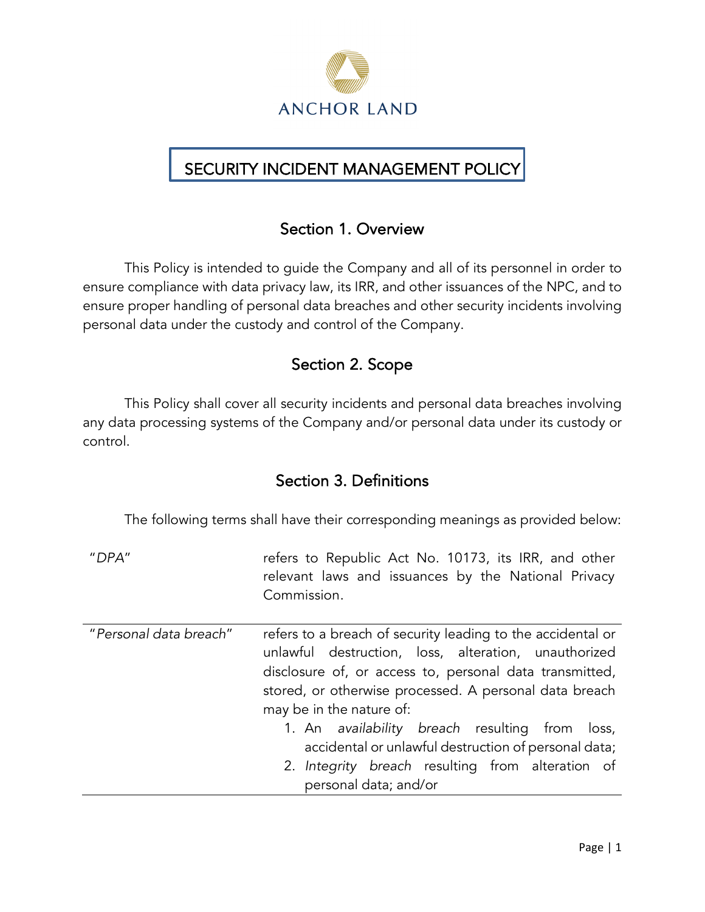ANCHOR LAND

# SECURITY INCIDENT MANAGEMENT POLICY

## Section 1. Overview

This Policy is intended to guide the Company and all of its personnel in order to ensure compliance with data privacy law, its IRR, and other issuances of the NPC, and to ensure proper handling of personal data breaches and other security incidents involving personal data under the custody and control of the Company.

## Section 2. Scope

This Policy shall cover all security incidents and personal data breaches involving any data processing systems of the Company and/or personal data under its custody or control.

## Section 3. Definitions

The following terms shall have their corresponding meanings as provided below:

| Term | Definition |
| --- | --- |
| "*DPA*" | refers to Republic Act No. 10173, its IRR, and other relevant laws and issuances by the National Privacy Commission. |
| "*Personal data breach*" | refers to a breach of security leading to the accidental or unlawful destruction, loss, alteration, unauthorized disclosure of, or access to, personal data transmitted, stored, or otherwise processed. A personal data breach may be in the nature of:<br>1. An *availability breach* resulting from loss, accidental or unlawful destruction of personal data;<br>2. *Integrity breach* resulting from alteration of personal data; and/or |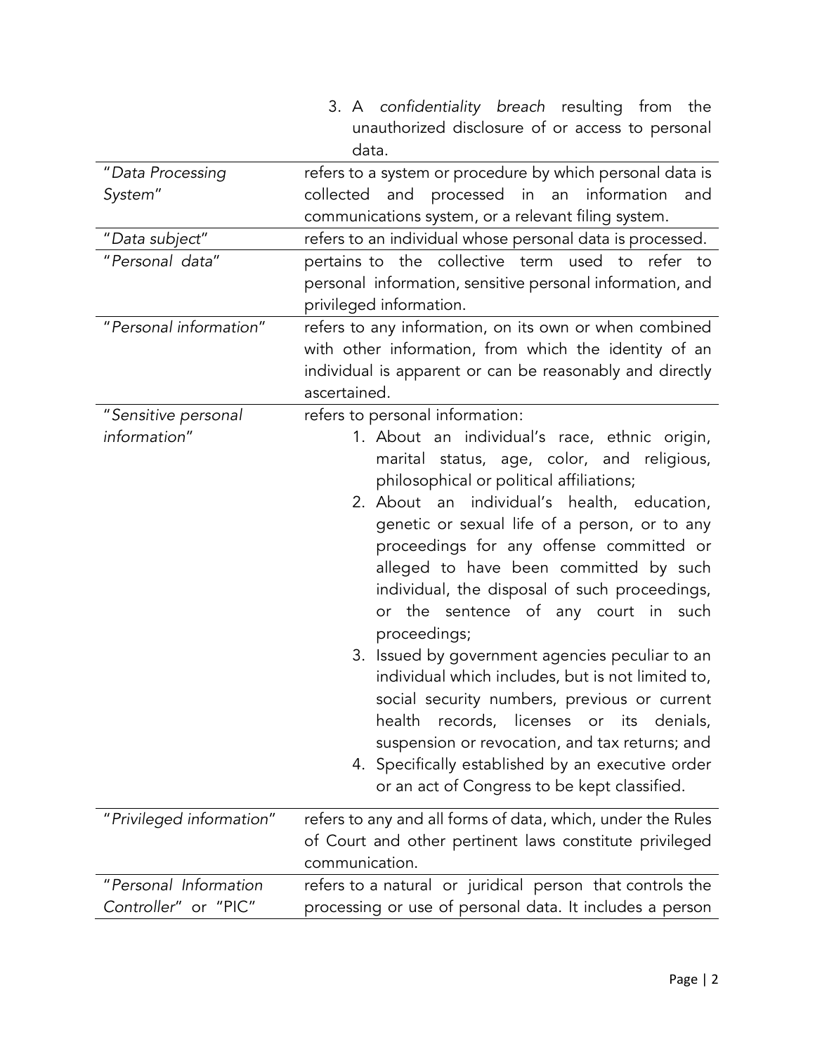| | |
|---|---|
| | 3. A *confidentiality breach* resulting from the unauthorized disclosure of or access to personal data. |
| "*Data Processing System*" | refers to a system or procedure by which personal data is collected and processed in an information and communications system, or a relevant filing system. |
| "*Data subject*" | refers to an individual whose personal data is processed. |
| "*Personal data*" | pertains to the collective term used to refer to personal information, sensitive personal information, and privileged information. |
| "*Personal information*" | refers to any information, on its own or when combined with other information, from which the identity of an individual is apparent or can be reasonably and directly ascertained. |
| "*Sensitive personal information*" | refers to personal information:<br>1. About an individual's race, ethnic origin, marital status, age, color, and religious, philosophical or political affiliations;<br>2. About an individual's health, education, genetic or sexual life of a person, or to any proceedings for any offense committed or alleged to have been committed by such individual, the disposal of such proceedings, or the sentence of any court in such proceedings;<br>3. Issued by government agencies peculiar to an individual which includes, but is not limited to, social security numbers, previous or current health records, licenses or its denials, suspension or revocation, and tax returns; and<br>4. Specifically established by an executive order or an act of Congress to be kept classified. |
| "*Privileged information*" | refers to any and all forms of data, which, under the Rules of Court and other pertinent laws constitute privileged communication. |
| "*Personal Information Controller*" or "PIC" | refers to a natural or juridical person that controls the processing or use of personal data. It includes a person |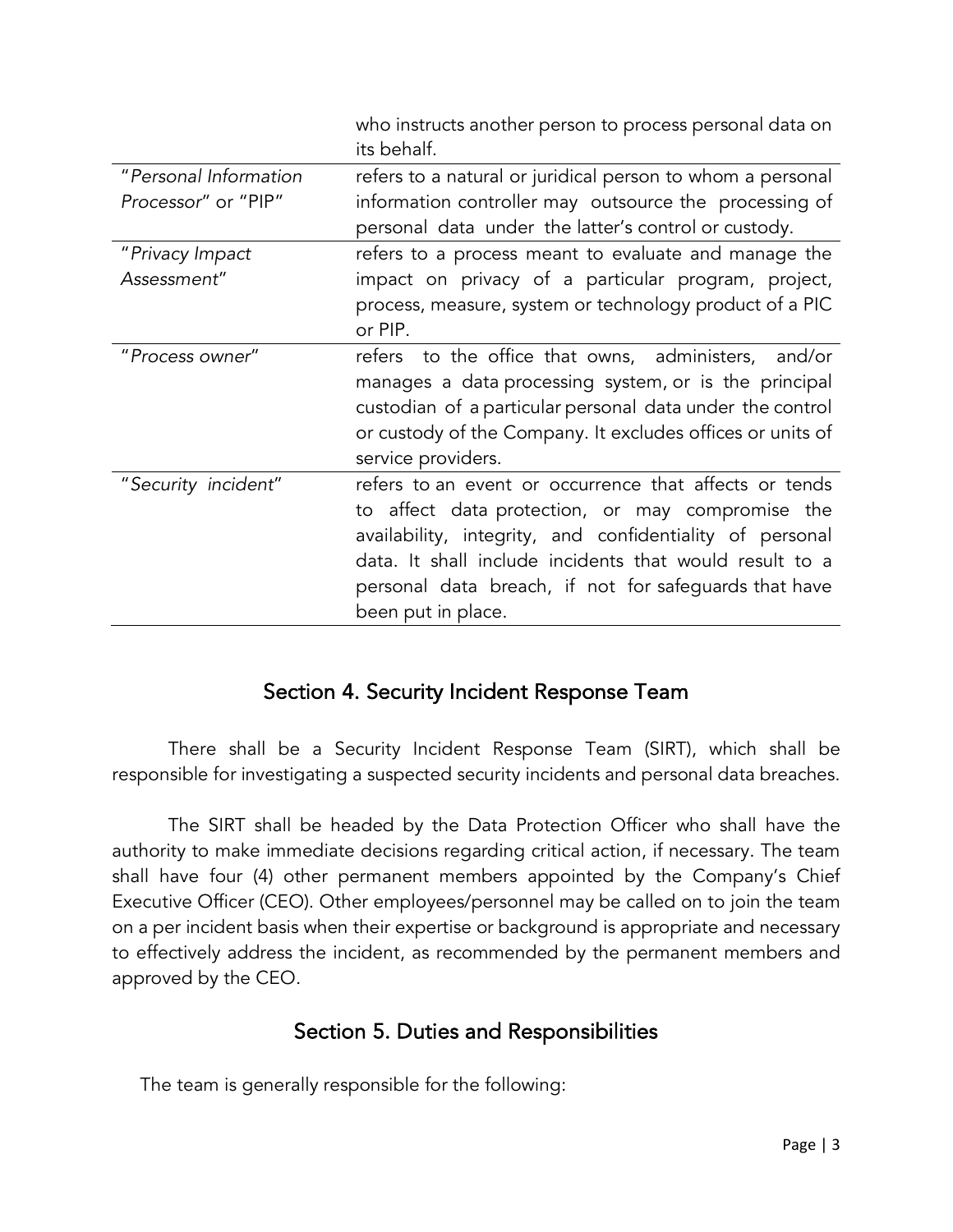| | |
|---|---|
| | who instructs another person to process personal data on its behalf. |
| "*Personal Information Processor*" or "PIP" | refers to a natural or juridical person to whom a personal information controller may outsource the processing of personal data under the latter's control or custody. |
| "*Privacy Impact Assessment*" | refers to a process meant to evaluate and manage the impact on privacy of a particular program, project, process, measure, system or technology product of a PIC or PIP. |
| "*Process owner*" | refers to the office that owns, administers, and/or manages a data processing system, or is the principal custodian of a particular personal data under the control or custody of the Company. It excludes offices or units of service providers. |
| "*Security incident*" | refers to an event or occurrence that affects or tends to affect data protection, or may compromise the availability, integrity, and confidentiality of personal data. It shall include incidents that would result to a personal data breach, if not for safeguards that have been put in place. |

## Section 4. Security Incident Response Team

There shall be a Security Incident Response Team (SIRT), which shall be responsible for investigating a suspected security incidents and personal data breaches.

The SIRT shall be headed by the Data Protection Officer who shall have the authority to make immediate decisions regarding critical action, if necessary. The team shall have four (4) other permanent members appointed by the Company's Chief Executive Officer (CEO). Other employees/personnel may be called on to join the team on a per incident basis when their expertise or background is appropriate and necessary to effectively address the incident, as recommended by the permanent members and approved by the CEO.

## Section 5. Duties and Responsibilities

The team is generally responsible for the following: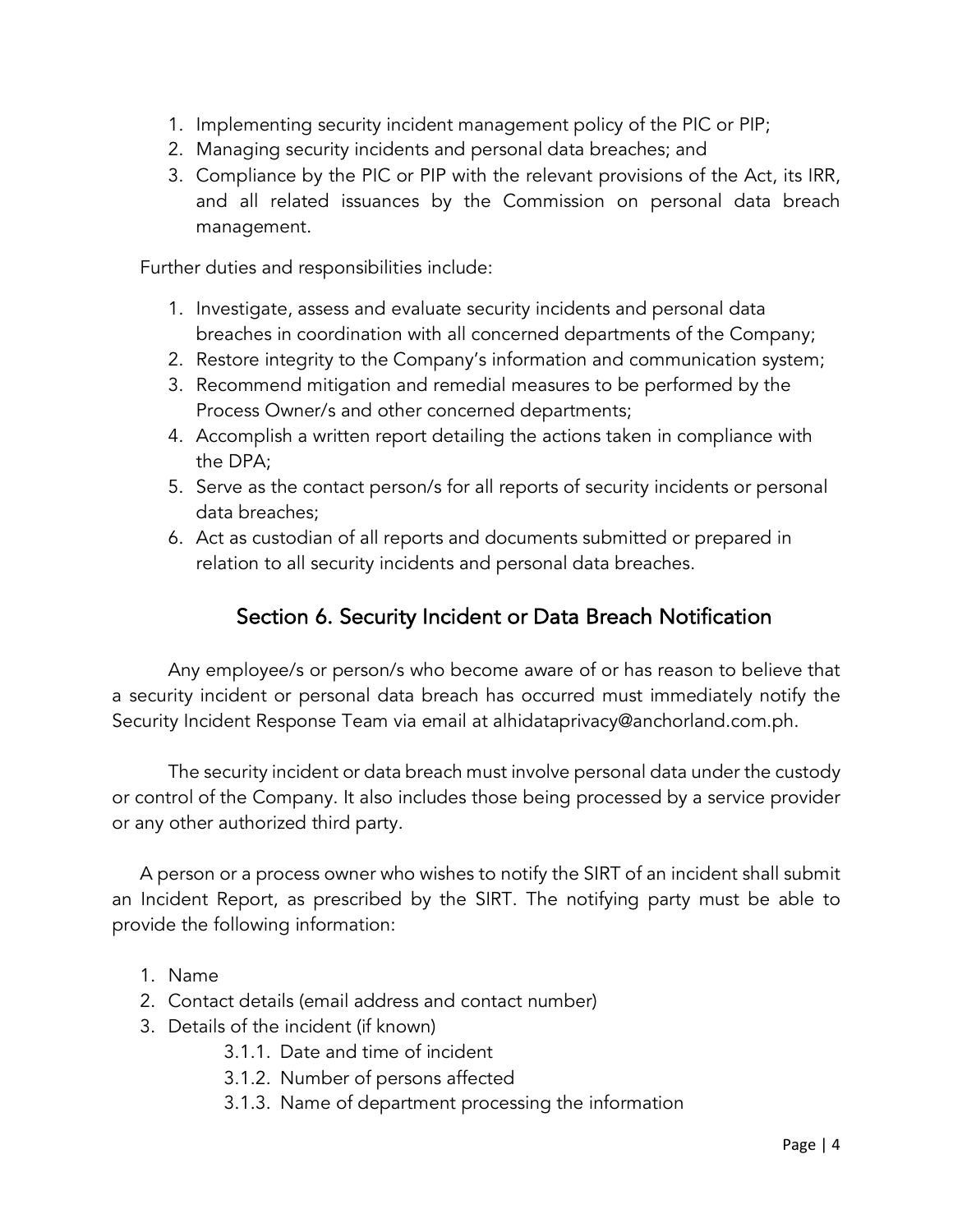1. Implementing security incident management policy of the PIC or PIP;
2. Managing security incidents and personal data breaches; and
3. Compliance by the PIC or PIP with the relevant provisions of the Act, its IRR, and all related issuances by the Commission on personal data breach management.

Further duties and responsibilities include:

1. Investigate, assess and evaluate security incidents and personal data breaches in coordination with all concerned departments of the Company;
2. Restore integrity to the Company's information and communication system;
3. Recommend mitigation and remedial measures to be performed by the Process Owner/s and other concerned departments;
4. Accomplish a written report detailing the actions taken in compliance with the DPA;
5. Serve as the contact person/s for all reports of security incidents or personal data breaches;
6. Act as custodian of all reports and documents submitted or prepared in relation to all security incidents and personal data breaches.

## Section 6. Security Incident or Data Breach Notification

Any employee/s or person/s who become aware of or has reason to believe that a security incident or personal data breach has occurred must immediately notify the Security Incident Response Team via email at alhidataprivacy@anchorland.com.ph.

The security incident or data breach must involve personal data under the custody or control of the Company. It also includes those being processed by a service provider or any other authorized third party.

A person or a process owner who wishes to notify the SIRT of an incident shall submit an Incident Report, as prescribed by the SIRT. The notifying party must be able to provide the following information:

1. Name
2. Contact details (email address and contact number)
3. Details of the incident (if known)
   - 3.1.1. Date and time of incident
   - 3.1.2. Number of persons affected
   - 3.1.3. Name of department processing the information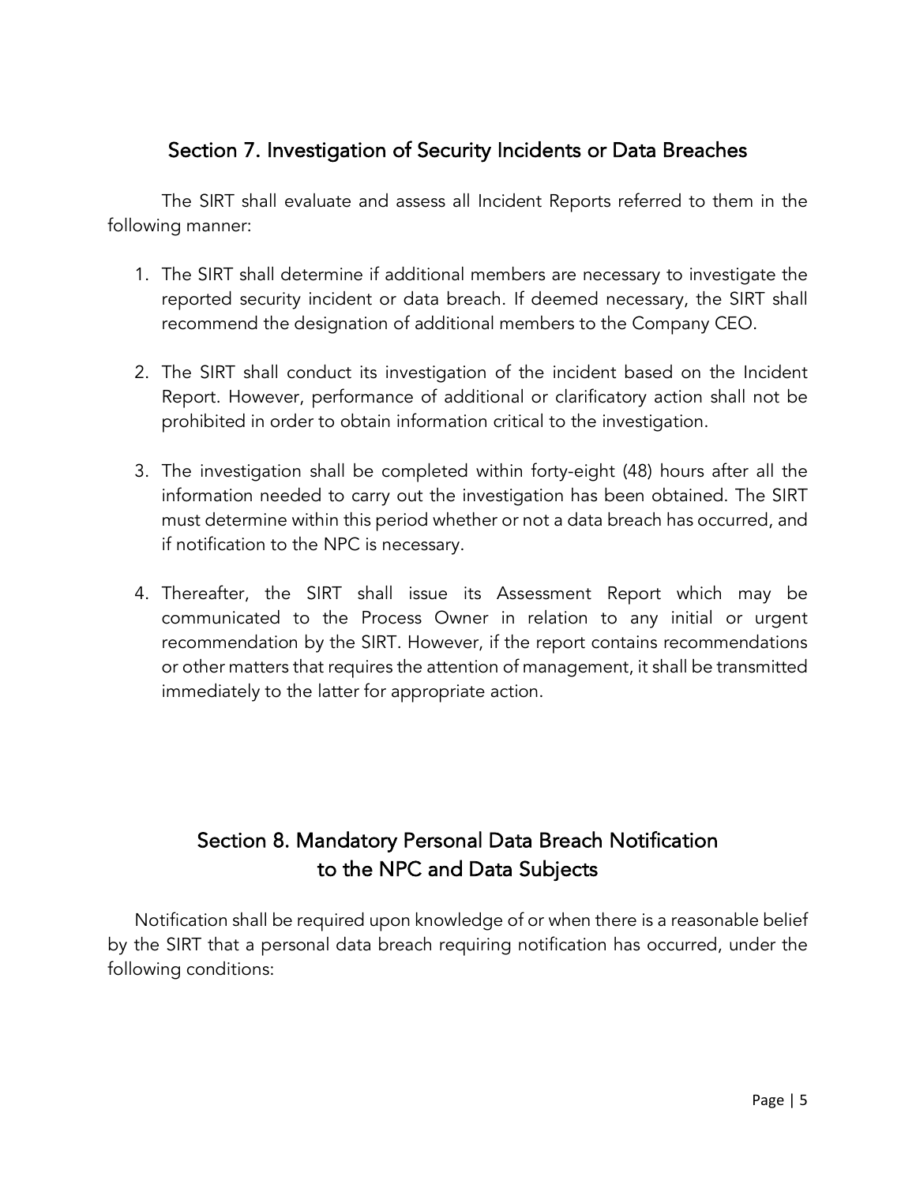## Section 7. Investigation of Security Incidents or Data Breaches

The SIRT shall evaluate and assess all Incident Reports referred to them in the following manner:

1. The SIRT shall determine if additional members are necessary to investigate the reported security incident or data breach. If deemed necessary, the SIRT shall recommend the designation of additional members to the Company CEO.

2. The SIRT shall conduct its investigation of the incident based on the Incident Report. However, performance of additional or clarificatory action shall not be prohibited in order to obtain information critical to the investigation.

3. The investigation shall be completed within forty-eight (48) hours after all the information needed to carry out the investigation has been obtained. The SIRT must determine within this period whether or not a data breach has occurred, and if notification to the NPC is necessary.

4. Thereafter, the SIRT shall issue its Assessment Report which may be communicated to the Process Owner in relation to any initial or urgent recommendation by the SIRT. However, if the report contains recommendations or other matters that requires the attention of management, it shall be transmitted immediately to the latter for appropriate action.

## Section 8. Mandatory Personal Data Breach Notification to the NPC and Data Subjects

Notification shall be required upon knowledge of or when there is a reasonable belief by the SIRT that a personal data breach requiring notification has occurred, under the following conditions: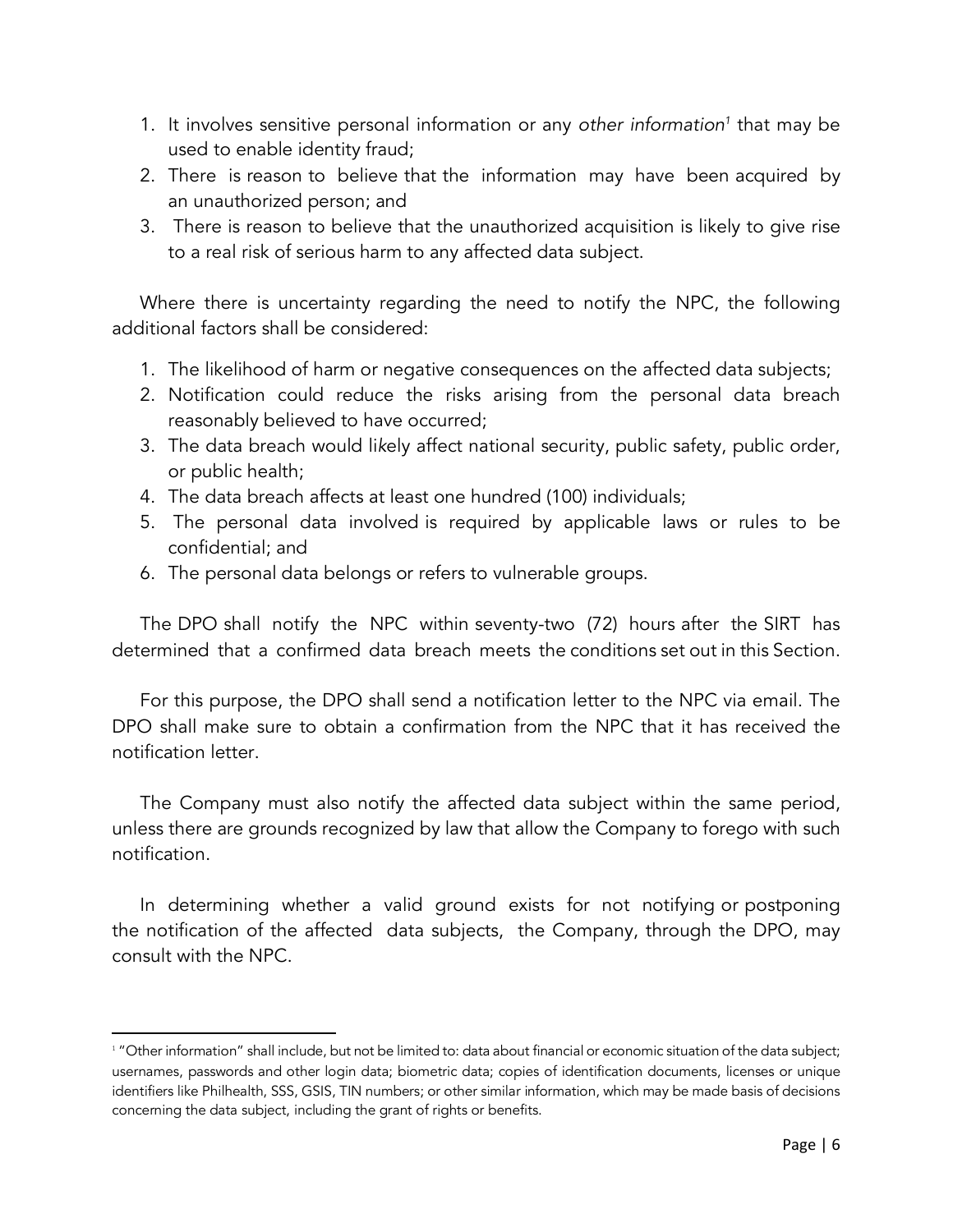1. It involves sensitive personal information or any *other information*[1] that may be used to enable identity fraud;
2. There is reason to believe that the information may have been acquired by an unauthorized person; and
3. There is reason to believe that the unauthorized acquisition is likely to give rise to a real risk of serious harm to any affected data subject.

Where there is uncertainty regarding the need to notify the NPC, the following additional factors shall be considered:

1. The likelihood of harm or negative consequences on the affected data subjects;
2. Notification could reduce the risks arising from the personal data breach reasonably believed to have occurred;
3. The data breach would likely affect national security, public safety, public order, or public health;
4. The data breach affects at least one hundred (100) individuals;
5. The personal data involved is required by applicable laws or rules to be confidential; and
6. The personal data belongs or refers to vulnerable groups.

The DPO shall notify the NPC within seventy-two (72) hours after the SIRT has determined that a confirmed data breach meets the conditions set out in this Section.

For this purpose, the DPO shall send a notification letter to the NPC via email. The DPO shall make sure to obtain a confirmation from the NPC that it has received the notification letter.

The Company must also notify the affected data subject within the same period, unless there are grounds recognized by law that allow the Company to forego with such notification.

In determining whether a valid ground exists for not notifying or postponing the notification of the affected data subjects, the Company, through the DPO, may consult with the NPC.

---

[1] "Other information" shall include, but not be limited to: data about financial or economic situation of the data subject; usernames, passwords and other login data; biometric data; copies of identification documents, licenses or unique identifiers like Philhealth, SSS, GSIS, TIN numbers; or other similar information, which may be made basis of decisions concerning the data subject, including the grant of rights or benefits.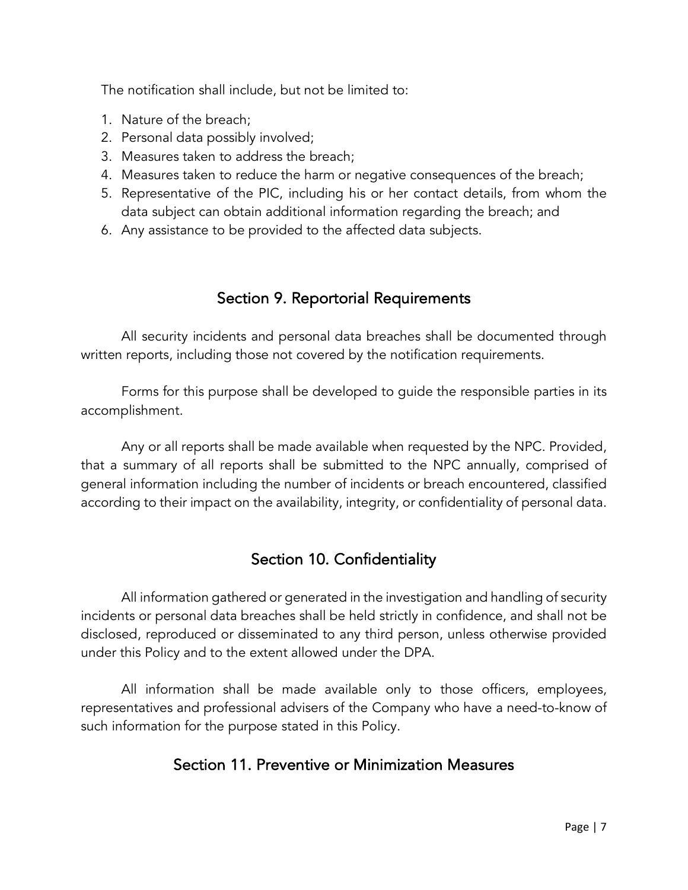The notification shall include, but not be limited to:

1. Nature of the breach;
2. Personal data possibly involved;
3. Measures taken to address the breach;
4. Measures taken to reduce the harm or negative consequences of the breach;
5. Representative of the PIC, including his or her contact details, from whom the data subject can obtain additional information regarding the breach; and
6. Any assistance to be provided to the affected data subjects.

## Section 9. Reportorial Requirements

All security incidents and personal data breaches shall be documented through written reports, including those not covered by the notification requirements.

Forms for this purpose shall be developed to guide the responsible parties in its accomplishment.

Any or all reports shall be made available when requested by the NPC. Provided, that a summary of all reports shall be submitted to the NPC annually, comprised of general information including the number of incidents or breach encountered, classified according to their impact on the availability, integrity, or confidentiality of personal data.

## Section 10. Confidentiality

All information gathered or generated in the investigation and handling of security incidents or personal data breaches shall be held strictly in confidence, and shall not be disclosed, reproduced or disseminated to any third person, unless otherwise provided under this Policy and to the extent allowed under the DPA.

All information shall be made available only to those officers, employees, representatives and professional advisers of the Company who have a need-to-know of such information for the purpose stated in this Policy.

## Section 11. Preventive or Minimization Measures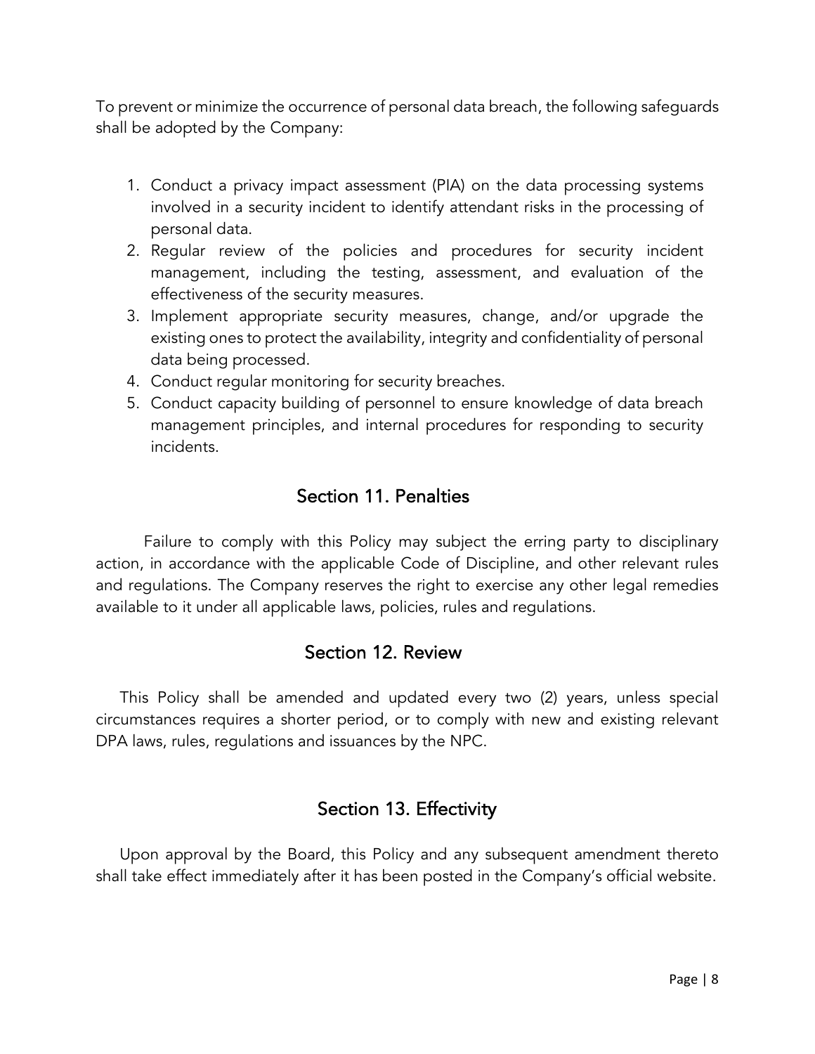To prevent or minimize the occurrence of personal data breach, the following safeguards shall be adopted by the Company:

1. Conduct a privacy impact assessment (PIA) on the data processing systems involved in a security incident to identify attendant risks in the processing of personal data.
2. Regular review of the policies and procedures for security incident management, including the testing, assessment, and evaluation of the effectiveness of the security measures.
3. Implement appropriate security measures, change, and/or upgrade the existing ones to protect the availability, integrity and confidentiality of personal data being processed.
4. Conduct regular monitoring for security breaches.
5. Conduct capacity building of personnel to ensure knowledge of data breach management principles, and internal procedures for responding to security incidents.

## Section 11. Penalties

Failure to comply with this Policy may subject the erring party to disciplinary action, in accordance with the applicable Code of Discipline, and other relevant rules and regulations. The Company reserves the right to exercise any other legal remedies available to it under all applicable laws, policies, rules and regulations.

## Section 12. Review

This Policy shall be amended and updated every two (2) years, unless special circumstances requires a shorter period, or to comply with new and existing relevant DPA laws, rules, regulations and issuances by the NPC.

## Section 13. Effectivity

Upon approval by the Board, this Policy and any subsequent amendment thereto shall take effect immediately after it has been posted in the Company's official website.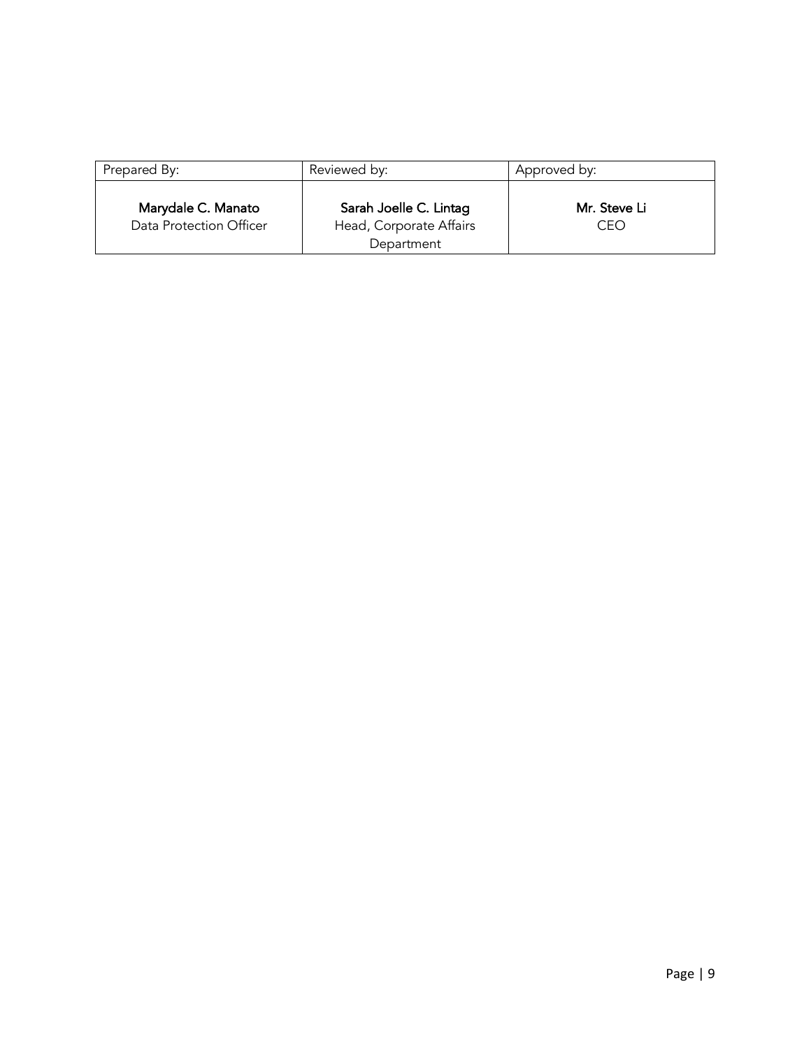| Prepared By: | Reviewed by: | Approved by: |
|---|---|---|
| **Marydale C. Manato**<br>Data Protection Officer | **Sarah Joelle C. Lintag**<br>Head, Corporate Affairs Department | **Mr. Steve Li**<br>CEO |